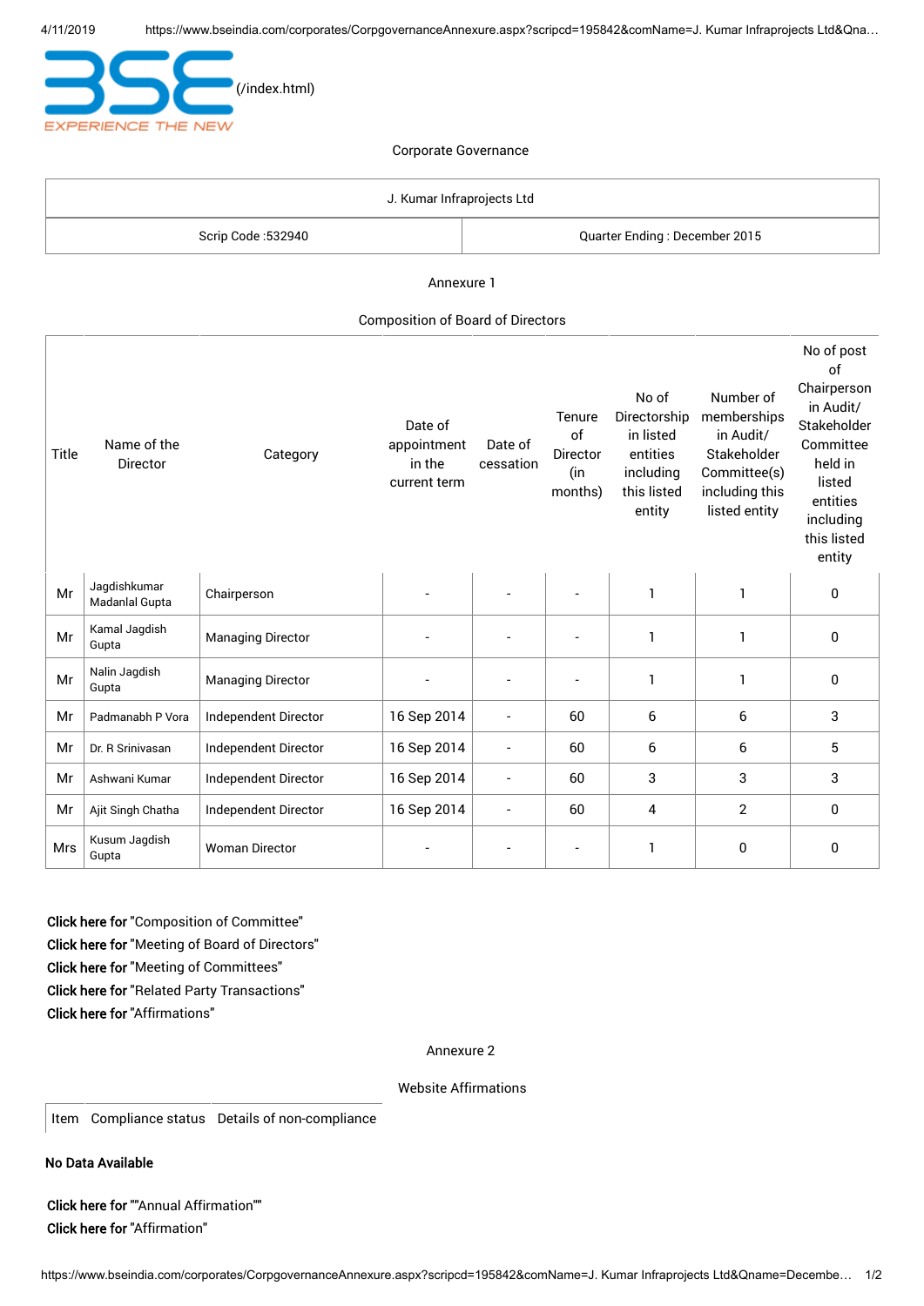(/index.html)

Corporate Governance

| J. Kumar Infraprojects Ltd | |
|---|---|
| Scrip Code :532940 | Quarter Ending : December 2015 |

Annexure 1

Composition of Board of Directors

| Title | Name of the Director | Category | Date of appointment in the current term | Date of cessation | Tenure of Director (in months) | No of Directorship in listed entities including this listed entity | Number of memberships in Audit/ Stakeholder Committee(s) including this listed entity | No of post of Chairperson in Audit/ Stakeholder Committee held in listed entities including this listed entity |
|---|---|---|---|---|---|---|---|---|
| Mr | Jagdishkumar Madanlal Gupta | Chairperson | - | - | - | 1 | 1 | 0 |
| Mr | Kamal Jagdish Gupta | Managing Director | - | - | - | 1 | 1 | 0 |
| Mr | Nalin Jagdish Gupta | Managing Director | - | - | - | 1 | 1 | 0 |
| Mr | Padmanabh P Vora | Independent Director | 16 Sep 2014 | - | 60 | 6 | 6 | 3 |
| Mr | Dr. R Srinivasan | Independent Director | 16 Sep 2014 | - | 60 | 6 | 6 | 5 |
| Mr | Ashwani Kumar | Independent Director | 16 Sep 2014 | - | 60 | 3 | 3 | 3 |
| Mr | Ajit Singh Chatha | Independent Director | 16 Sep 2014 | - | 60 | 4 | 2 | 0 |
| Mrs | Kusum Jagdish Gupta | Woman Director | - | - | - | 1 | 0 | 0 |

**Click here for** "Composition of Committee"
**Click here for** "Meeting of Board of Directors"
**Click here for** "Meeting of Committees"
**Click here for** "Related Party Transactions"
**Click here for** "Affirmations"

Annexure 2

Website Affirmations

| Item | Compliance status | Details of non-compliance |
|---|---|---|

**No Data Available**

**Click here for** ""Annual Affirmation""
**Click here for** "Affirmation"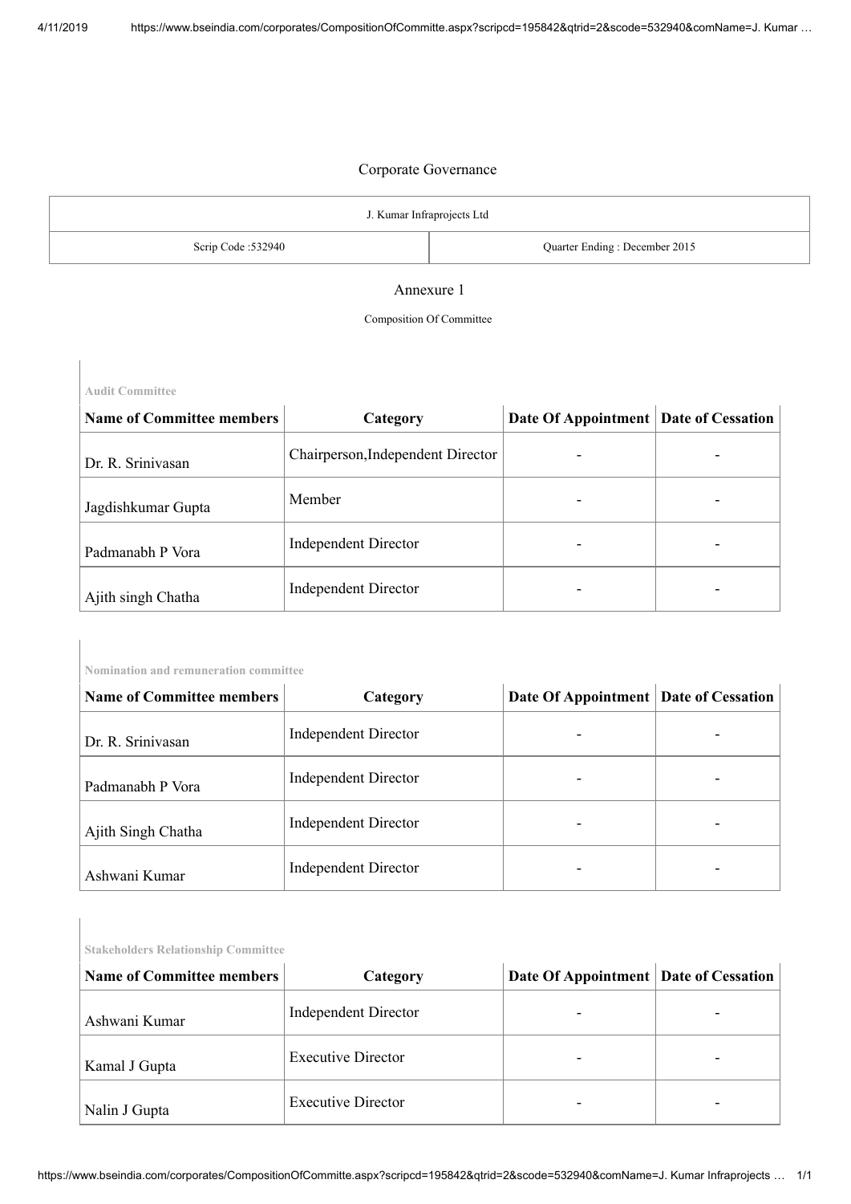# Corporate Governance

| J. Kumar Infraprojects Ltd | |
|---|---|
| Scrip Code :532940 | Quarter Ending : December 2015 |

## Annexure 1

Composition Of Committee

### Audit Committee

| Name of Committee members | Category | Date Of Appointment | Date of Cessation |
|---|---|---|---|
| Dr. R. Srinivasan | Chairperson,Independent Director | - | - |
| Jagdishkumar Gupta | Member | - | - |
| Padmanabh P Vora | Independent Director | - | - |
| Ajith singh Chatha | Independent Director | - | - |

### Nomination and remuneration committee

| Name of Committee members | Category | Date Of Appointment | Date of Cessation |
|---|---|---|---|
| Dr. R. Srinivasan | Independent Director | - | - |
| Padmanabh P Vora | Independent Director | - | - |
| Ajith Singh Chatha | Independent Director | - | - |
| Ashwani Kumar | Independent Director | - | - |

### Stakeholders Relationship Committee

| Name of Committee members | Category | Date Of Appointment | Date of Cessation |
|---|---|---|---|
| Ashwani Kumar | Independent Director | - | - |
| Kamal J Gupta | Executive Director | - | - |
| Nalin J Gupta | Executive Director | - | - |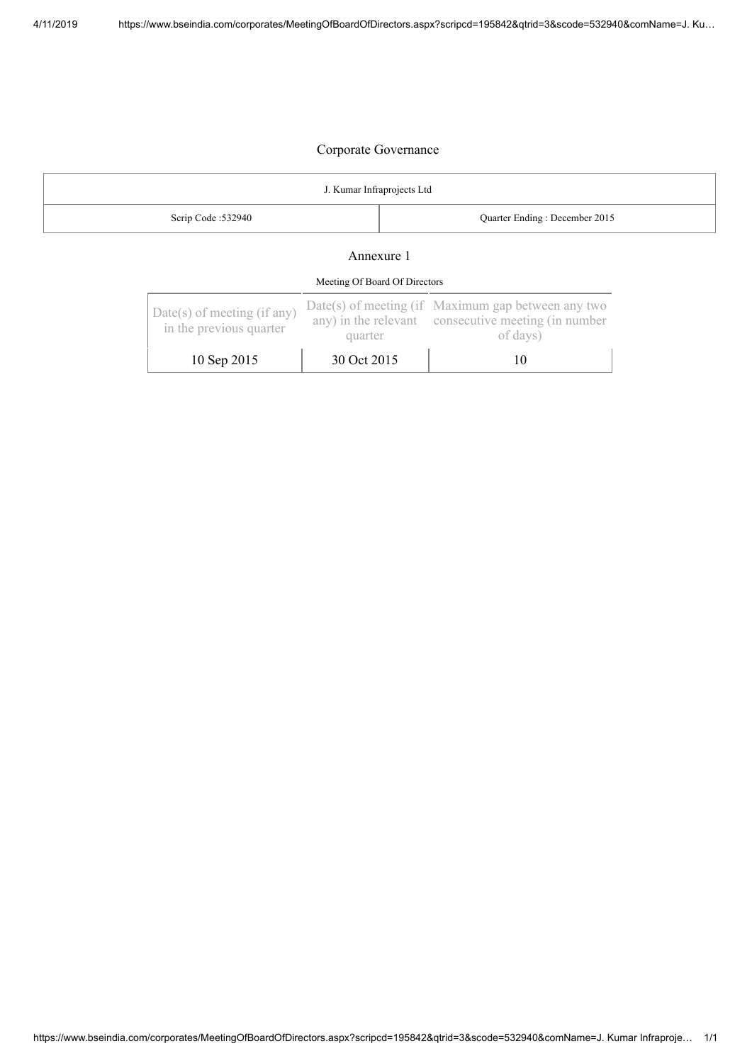# Corporate Governance

| J. Kumar Infraprojects Ltd | |
|---|---|
| Scrip Code :532940 | Quarter Ending : December 2015 |

## Annexure 1

Meeting Of Board Of Directors

| Date(s) of meeting (if any) in the previous quarter | Date(s) of meeting (if any) in the relevant quarter | Maximum gap between any two consecutive meeting (in number of days) |
|---|---|---|
| 10 Sep 2015 | 30 Oct 2015 | 10 |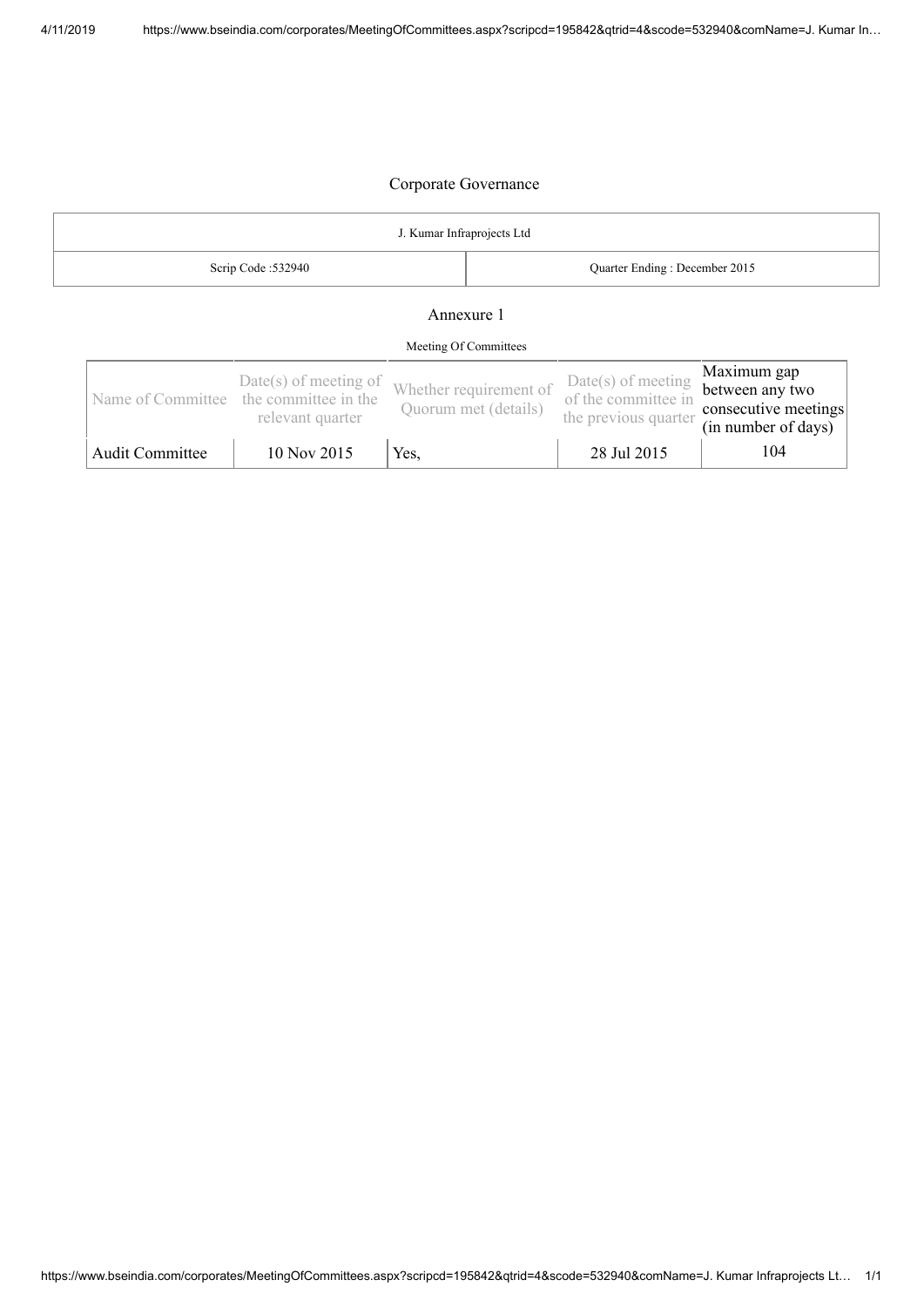# Corporate Governance

| J. Kumar Infraprojects Ltd | |
|---|---|
| Scrip Code :532940 | Quarter Ending : December 2015 |

## Annexure 1

Meeting Of Committees

| Name of Committee | Date(s) of meeting of the committee in the relevant quarter | Whether requirement of Quorum met (details) | Date(s) of meeting of the committee in the previous quarter | Maximum gap between any two consecutive meetings (in number of days) |
|---|---|---|---|---|
| Audit Committee | 10 Nov 2015 | Yes, | 28 Jul 2015 | 104 |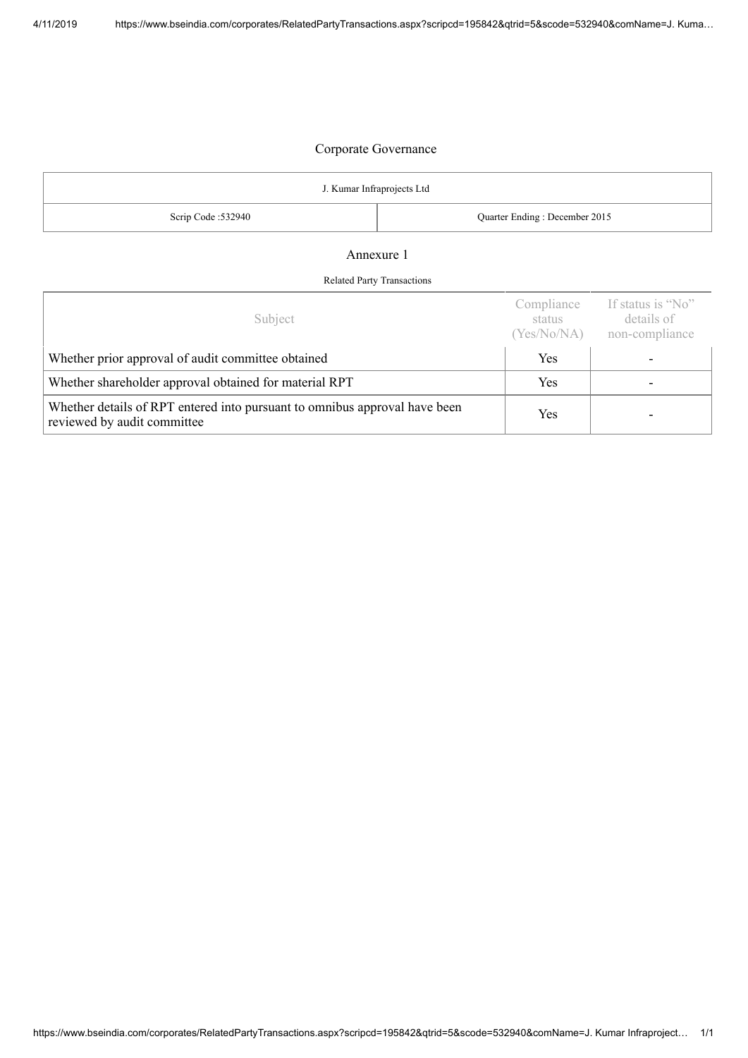# Corporate Governance

| J. Kumar Infraprojects Ltd | |
|---|---|
| Scrip Code :532940 | Quarter Ending : December 2015 |

## Annexure 1

Related Party Transactions

| Subject | Compliance status (Yes/No/NA) | If status is "No" details of non-compliance |
|---|---|---|
| Whether prior approval of audit committee obtained | Yes | - |
| Whether shareholder approval obtained for material RPT | Yes | - |
| Whether details of RPT entered into pursuant to omnibus approval have been reviewed by audit committee | Yes | - |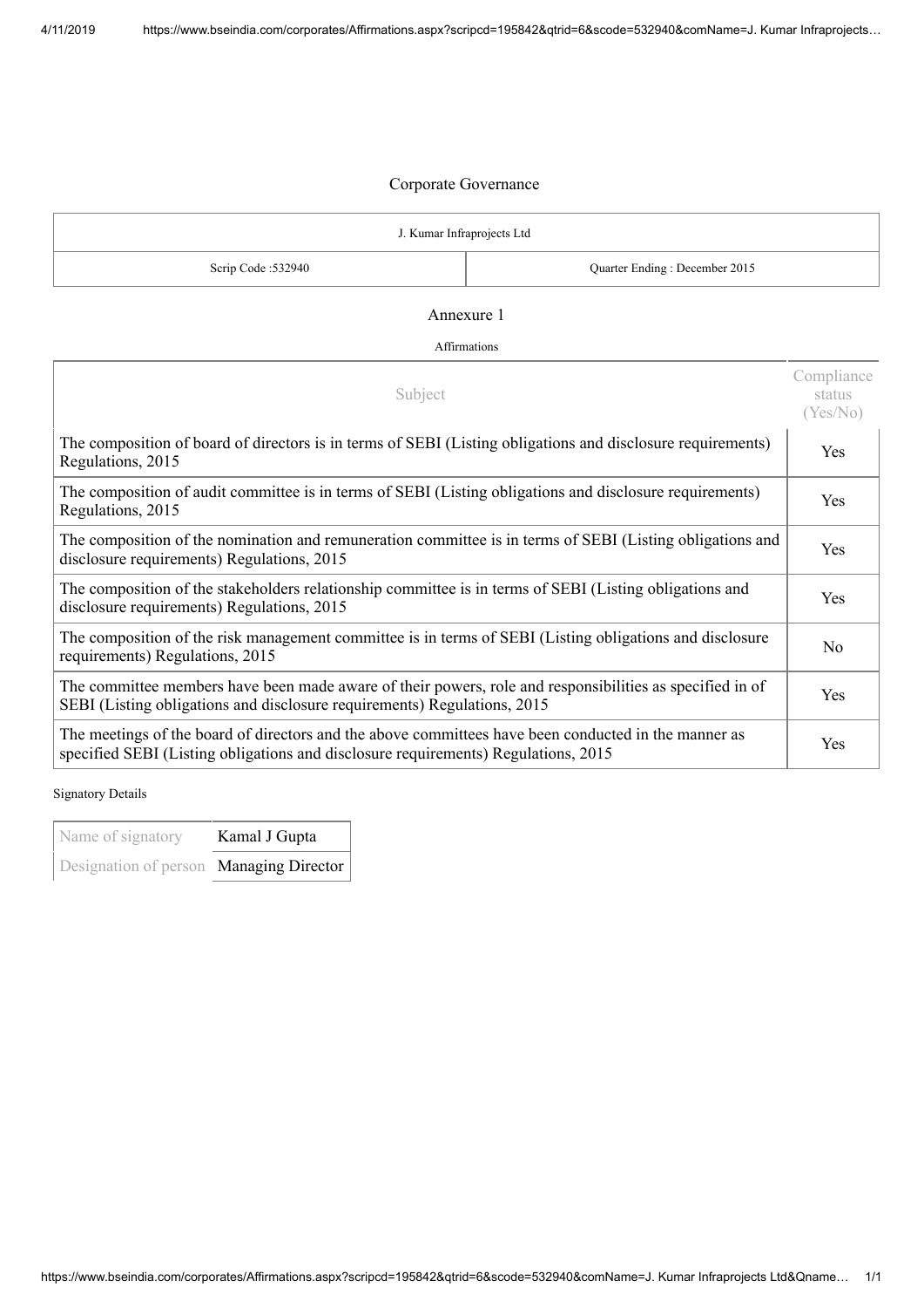# Corporate Governance

| J. Kumar Infraprojects Ltd | |
|---|---|
| Scrip Code :532940 | Quarter Ending : December 2015 |

## Annexure 1

Affirmations

| Subject | Compliance status (Yes/No) |
|---|---|
| The composition of board of directors is in terms of SEBI (Listing obligations and disclosure requirements) Regulations, 2015 | Yes |
| The composition of audit committee is in terms of SEBI (Listing obligations and disclosure requirements) Regulations, 2015 | Yes |
| The composition of the nomination and remuneration committee is in terms of SEBI (Listing obligations and disclosure requirements) Regulations, 2015 | Yes |
| The composition of the stakeholders relationship committee is in terms of SEBI (Listing obligations and disclosure requirements) Regulations, 2015 | Yes |
| The composition of the risk management committee is in terms of SEBI (Listing obligations and disclosure requirements) Regulations, 2015 | No |
| The committee members have been made aware of their powers, role and responsibilities as specified in of SEBI (Listing obligations and disclosure requirements) Regulations, 2015 | Yes |
| The meetings of the board of directors and the above committees have been conducted in the manner as specified SEBI (Listing obligations and disclosure requirements) Regulations, 2015 | Yes |

Signatory Details

| | |
|---|---|
| Name of signatory | Kamal J Gupta |
| Designation of person | Managing Director |